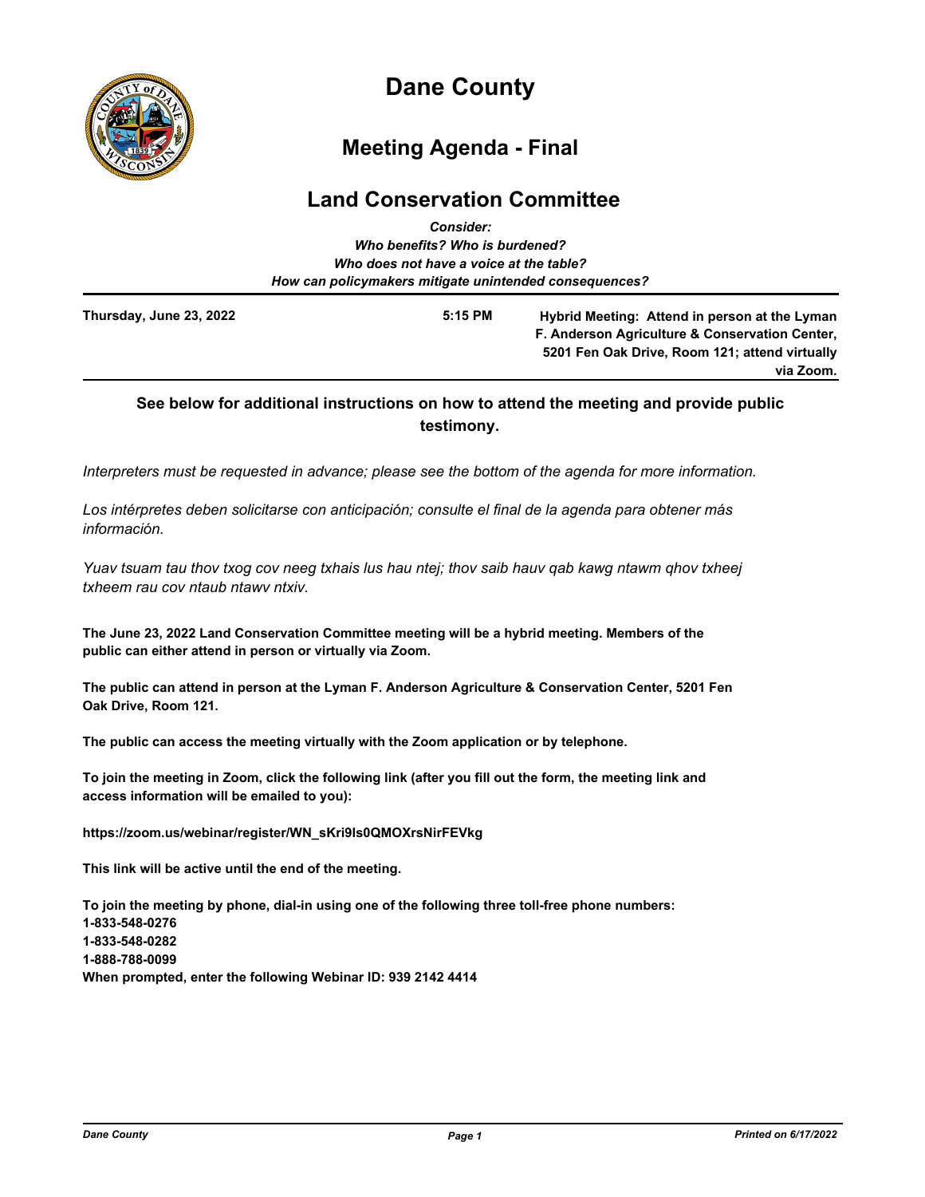# Dane County

## Meeting Agenda - Final

## Land Conservation Committee

*Consider:*
*Who benefits? Who is burdened?*
*Who does not have a voice at the table?*
*How can policymakers mitigate unintended consequences?*

**Thursday, June 23, 2022** **5:15 PM** **Hybrid Meeting: Attend in person at the Lyman F. Anderson Agriculture & Conservation Center, 5201 Fen Oak Drive, Room 121; attend virtually via Zoom.**

**See below for additional instructions on how to attend the meeting and provide public testimony.**

*Interpreters must be requested in advance; please see the bottom of the agenda for more information.*

*Los intérpretes deben solicitarse con anticipación; consulte el final de la agenda para obtener más información.*

*Yuav tsuam tau thov txog cov neeg txhais lus hau ntej; thov saib hauv qab kawg ntawm qhov txheej txheem rau cov ntaub ntawv ntxiv.*

**The June 23, 2022 Land Conservation Committee meeting will be a hybrid meeting. Members of the public can either attend in person or virtually via Zoom.**

**The public can attend in person at the Lyman F. Anderson Agriculture & Conservation Center, 5201 Fen Oak Drive, Room 121.**

**The public can access the meeting virtually with the Zoom application or by telephone.**

**To join the meeting in Zoom, click the following link (after you fill out the form, the meeting link and access information will be emailed to you):**

**https://zoom.us/webinar/register/WN_sKri9ls0QMOXrsNirFEVkg**

**This link will be active until the end of the meeting.**

**To join the meeting by phone, dial-in using one of the following three toll-free phone numbers:**
**1-833-548-0276**
**1-833-548-0282**
**1-888-788-0099**
**When prompted, enter the following Webinar ID: 939 2142 4414**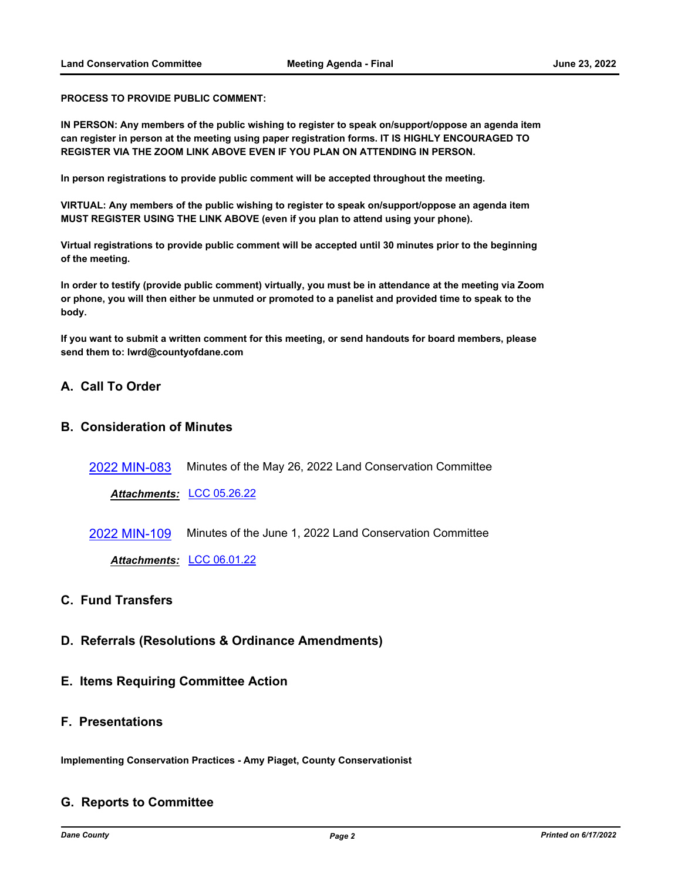**PROCESS TO PROVIDE PUBLIC COMMENT:**

**IN PERSON: Any members of the public wishing to register to speak on/support/oppose an agenda item can register in person at the meeting using paper registration forms. IT IS HIGHLY ENCOURAGED TO REGISTER VIA THE ZOOM LINK ABOVE EVEN IF YOU PLAN ON ATTENDING IN PERSON.**

**In person registrations to provide public comment will be accepted throughout the meeting.**

**VIRTUAL: Any members of the public wishing to register to speak on/support/oppose an agenda item MUST REGISTER USING THE LINK ABOVE (even if you plan to attend using your phone).**

**Virtual registrations to provide public comment will be accepted until 30 minutes prior to the beginning of the meeting.**

**In order to testify (provide public comment) virtually, you must be in attendance at the meeting via Zoom or phone, you will then either be unmuted or promoted to a panelist and provided time to speak to the body.**

**If you want to submit a written comment for this meeting, or send handouts for board members, please send them to: lwrd@countyofdane.com**

## A. Call To Order

## B. Consideration of Minutes

2022 MIN-083 Minutes of the May 26, 2022 Land Conservation Committee

***Attachments:*** LCC 05.26.22

2022 MIN-109 Minutes of the June 1, 2022 Land Conservation Committee

***Attachments:*** LCC 06.01.22

## C. Fund Transfers

## D. Referrals (Resolutions & Ordinance Amendments)

## E. Items Requiring Committee Action

## F. Presentations

**Implementing Conservation Practices - Amy Piaget, County Conservationist**

## G. Reports to Committee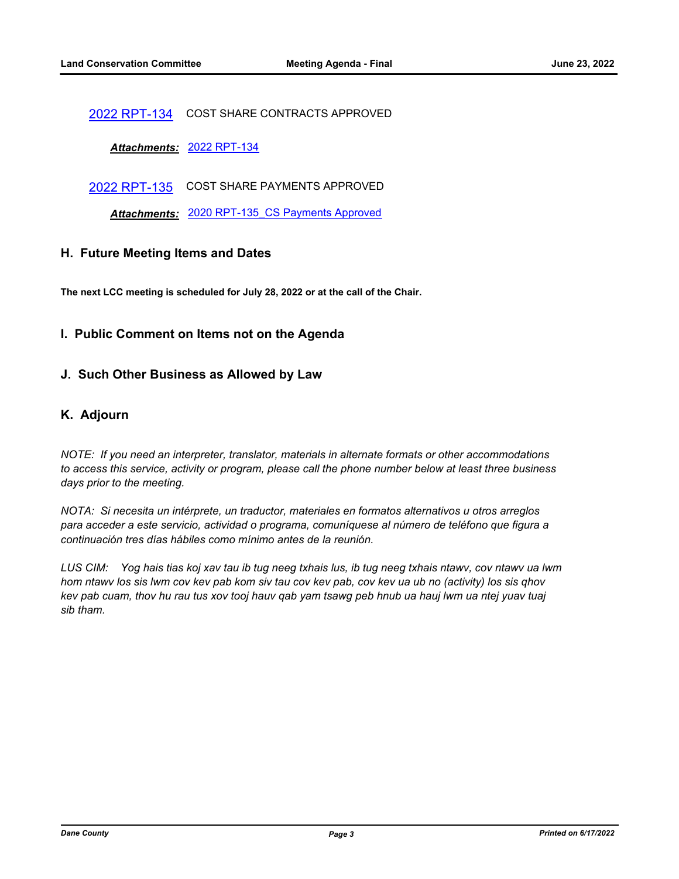2022 RPT-134 COST SHARE CONTRACTS APPROVED

***Attachments:*** 2022 RPT-134

2022 RPT-135 COST SHARE PAYMENTS APPROVED

***Attachments:*** 2020 RPT-135_CS Payments Approved

## H. Future Meeting Items and Dates

**The next LCC meeting is scheduled for July 28, 2022 or at the call of the Chair.**

## I. Public Comment on Items not on the Agenda

## J. Such Other Business as Allowed by Law

## K. Adjourn

*NOTE: If you need an interpreter, translator, materials in alternate formats or other accommodations to access this service, activity or program, please call the phone number below at least three business days prior to the meeting.*

*NOTA: Si necesita un intérprete, un traductor, materiales en formatos alternativos u otros arreglos para acceder a este servicio, actividad o programa, comuníquese al número de teléfono que figura a continuación tres días hábiles como mínimo antes de la reunión.*

*LUS CIM: Yog hais tias koj xav tau ib tug neeg txhais lus, ib tug neeg txhais ntawv, cov ntawv ua lwm hom ntawv los sis lwm cov kev pab kom siv tau cov kev pab, cov kev ua ub no (activity) los sis qhov kev pab cuam, thov hu rau tus xov tooj hauv qab yam tsawg peb hnub ua hauj lwm ua ntej yuav tuaj sib tham.*